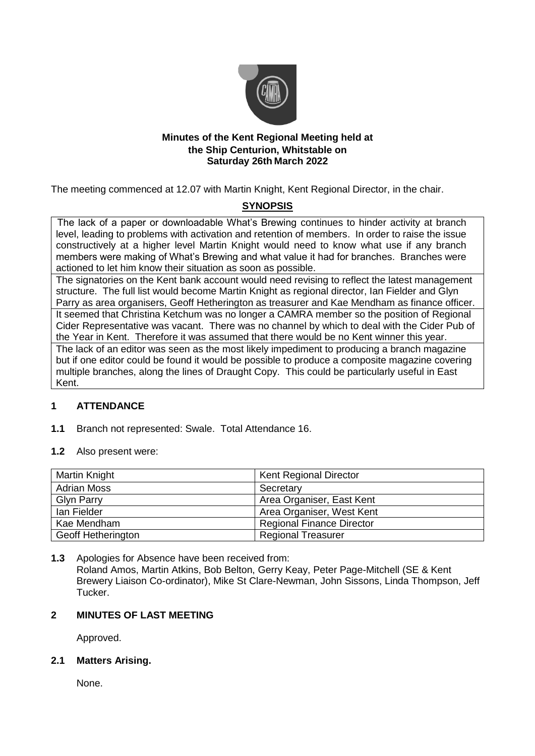**Minutes of the Kent Regional Meeting held at the Ship Centurion, Whitstable on Saturday 26th March 2022**

The meeting commenced at 12.07 with Martin Knight, Kent Regional Director, in the chair.

## SYNOPSIS

| |
|---|
| The lack of a paper or downloadable What's Brewing continues to hinder activity at branch level, leading to problems with activation and retention of members. In order to raise the issue constructively at a higher level Martin Knight would need to know what use if any branch members were making of What's Brewing and what value it had for branches. Branches were actioned to let him know their situation as soon as possible. |
| The signatories on the Kent bank account would need revising to reflect the latest management structure. The full list would become Martin Knight as regional director, Ian Fielder and Glyn Parry as area organisers, Geoff Hetherington as treasurer and Kae Mendham as finance officer. |
| It seemed that Christina Ketchum was no longer a CAMRA member so the position of Regional Cider Representative was vacant. There was no channel by which to deal with the Cider Pub of the Year in Kent. Therefore it was assumed that there would be no Kent winner this year. |
| The lack of an editor was seen as the most likely impediment to producing a branch magazine but if one editor could be found it would be possible to produce a composite magazine covering multiple branches, along the lines of Draught Copy. This could be particularly useful in East Kent. |

## 1 ATTENDANCE

**1.1** Branch not represented: Swale. Total Attendance 16.

**1.2** Also present were:

| Name | Role |
|---|---|
| Martin Knight | Kent Regional Director |
| Adrian Moss | Secretary |
| Glyn Parry | Area Organiser, East Kent |
| Ian Fielder | Area Organiser, West Kent |
| Kae Mendham | Regional Finance Director |
| Geoff Hetherington | Regional Treasurer |

**1.3** Apologies for Absence have been received from:
Roland Amos, Martin Atkins, Bob Belton, Gerry Keay, Peter Page-Mitchell (SE & Kent Brewery Liaison Co-ordinator), Mike St Clare-Newman, John Sissons, Linda Thompson, Jeff Tucker.

## 2 MINUTES OF LAST MEETING

Approved.

**2.1 Matters Arising.**

None.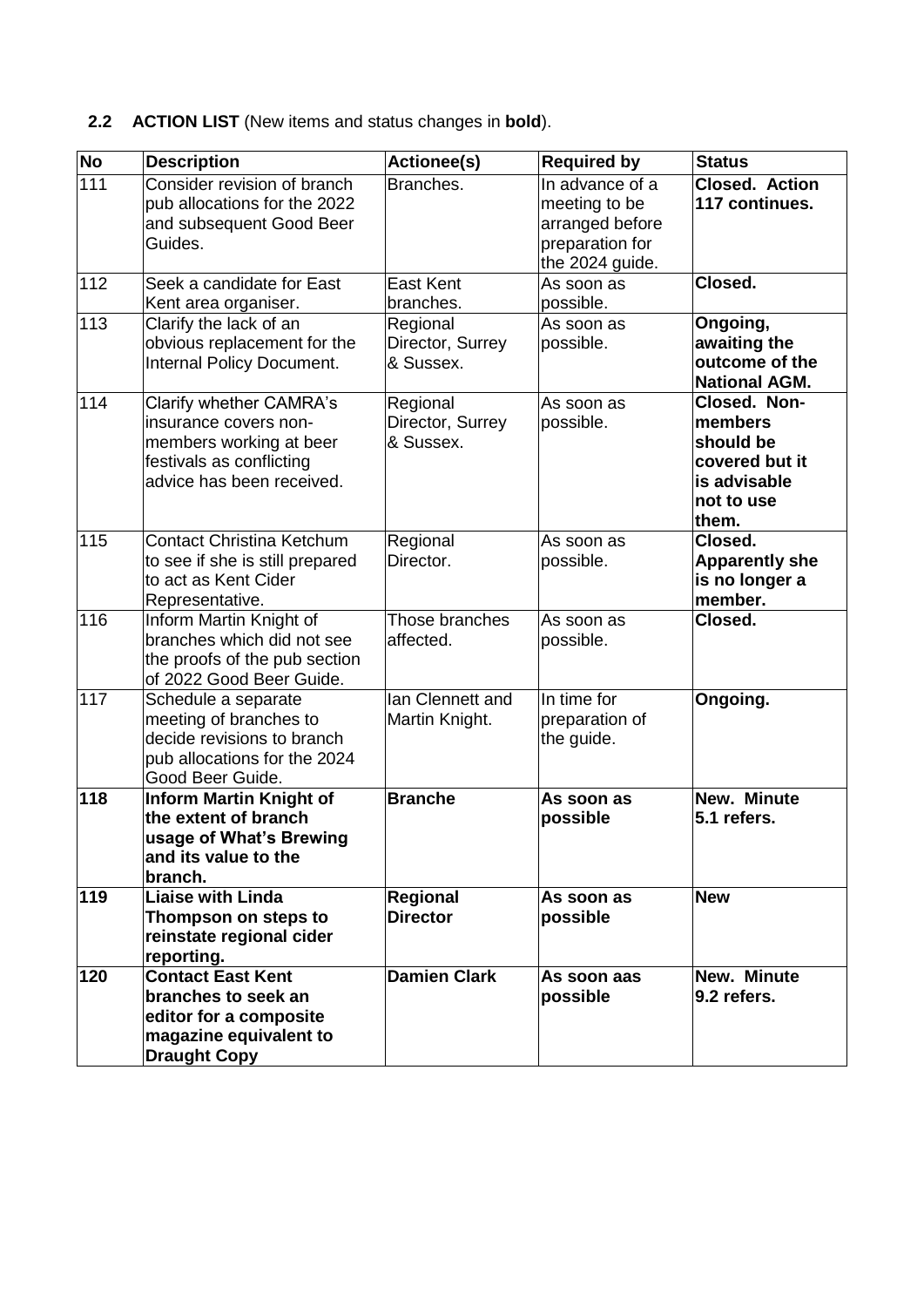## 2.2 ACTION LIST (New items and status changes in **bold**).

| No | Description | Actionee(s) | Required by | Status |
|---|---|---|---|---|
| 111 | Consider revision of branch pub allocations for the 2022 and subsequent Good Beer Guides. | Branches. | In advance of a meeting to be arranged before preparation for the 2024 guide. | **Closed. Action 117 continues.** |
| 112 | Seek a candidate for East Kent area organiser. | East Kent branches. | As soon as possible. | **Closed.** |
| 113 | Clarify the lack of an obvious replacement for the Internal Policy Document. | Regional Director, Surrey & Sussex. | As soon as possible. | **Ongoing, awaiting the outcome of the National AGM.** |
| 114 | Clarify whether CAMRA's insurance covers non-members working at beer festivals as conflicting advice has been received. | Regional Director, Surrey & Sussex. | As soon as possible. | **Closed. Non-members should be covered but it is advisable not to use them.** |
| 115 | Contact Christina Ketchum to see if she is still prepared to act as Kent Cider Representative. | Regional Director. | As soon as possible. | **Closed. Apparently she is no longer a member.** |
| 116 | Inform Martin Knight of branches which did not see the proofs of the pub section of 2022 Good Beer Guide. | Those branches affected. | As soon as possible. | **Closed.** |
| 117 | Schedule a separate meeting of branches to decide revisions to branch pub allocations for the 2024 Good Beer Guide. | Ian Clennett and Martin Knight. | In time for preparation of the guide. | **Ongoing.** |
| **118** | **Inform Martin Knight of the extent of branch usage of What's Brewing and its value to the branch.** | **Branche** | **As soon as possible** | **New. Minute 5.1 refers.** |
| **119** | **Liaise with Linda Thompson on steps to reinstate regional cider reporting.** | **Regional Director** | **As soon as possible** | **New** |
| **120** | **Contact East Kent branches to seek an editor for a composite magazine equivalent to Draught Copy** | **Damien Clark** | **As soon aas possible** | **New. Minute 9.2 refers.** |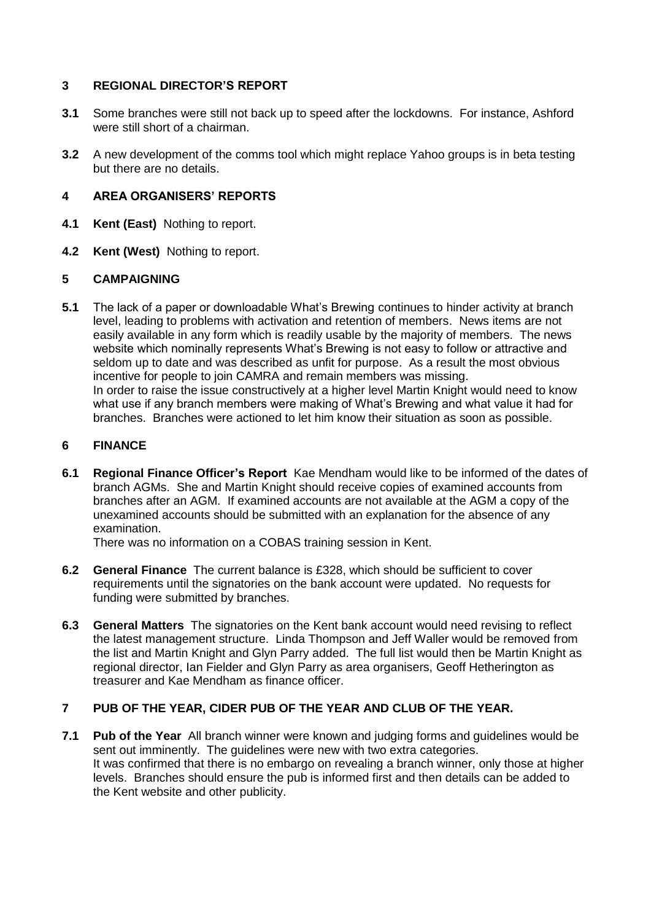## 3 REGIONAL DIRECTOR'S REPORT

**3.1** Some branches were still not back up to speed after the lockdowns. For instance, Ashford were still short of a chairman.

**3.2** A new development of the comms tool which might replace Yahoo groups is in beta testing but there are no details.

## 4 AREA ORGANISERS' REPORTS

**4.1** **Kent (East)** Nothing to report.

**4.2** **Kent (West)** Nothing to report.

## 5 CAMPAIGNING

**5.1** The lack of a paper or downloadable What's Brewing continues to hinder activity at branch level, leading to problems with activation and retention of members. News items are not easily available in any form which is readily usable by the majority of members. The news website which nominally represents What's Brewing is not easy to follow or attractive and seldom up to date and was described as unfit for purpose. As a result the most obvious incentive for people to join CAMRA and remain members was missing.
In order to raise the issue constructively at a higher level Martin Knight would need to know what use if any branch members were making of What's Brewing and what value it had for branches. Branches were actioned to let him know their situation as soon as possible.

## 6 FINANCE

**6.1** **Regional Finance Officer's Report** Kae Mendham would like to be informed of the dates of branch AGMs. She and Martin Knight should receive copies of examined accounts from branches after an AGM. If examined accounts are not available at the AGM a copy of the unexamined accounts should be submitted with an explanation for the absence of any examination.
There was no information on a COBAS training session in Kent.

**6.2** **General Finance** The current balance is £328, which should be sufficient to cover requirements until the signatories on the bank account were updated. No requests for funding were submitted by branches.

**6.3** **General Matters** The signatories on the Kent bank account would need revising to reflect the latest management structure. Linda Thompson and Jeff Waller would be removed from the list and Martin Knight and Glyn Parry added. The full list would then be Martin Knight as regional director, Ian Fielder and Glyn Parry as area organisers, Geoff Hetherington as treasurer and Kae Mendham as finance officer.

## 7 PUB OF THE YEAR, CIDER PUB OF THE YEAR AND CLUB OF THE YEAR.

**7.1** **Pub of the Year** All branch winner were known and judging forms and guidelines would be sent out imminently. The guidelines were new with two extra categories.
It was confirmed that there is no embargo on revealing a branch winner, only those at higher levels. Branches should ensure the pub is informed first and then details can be added to the Kent website and other publicity.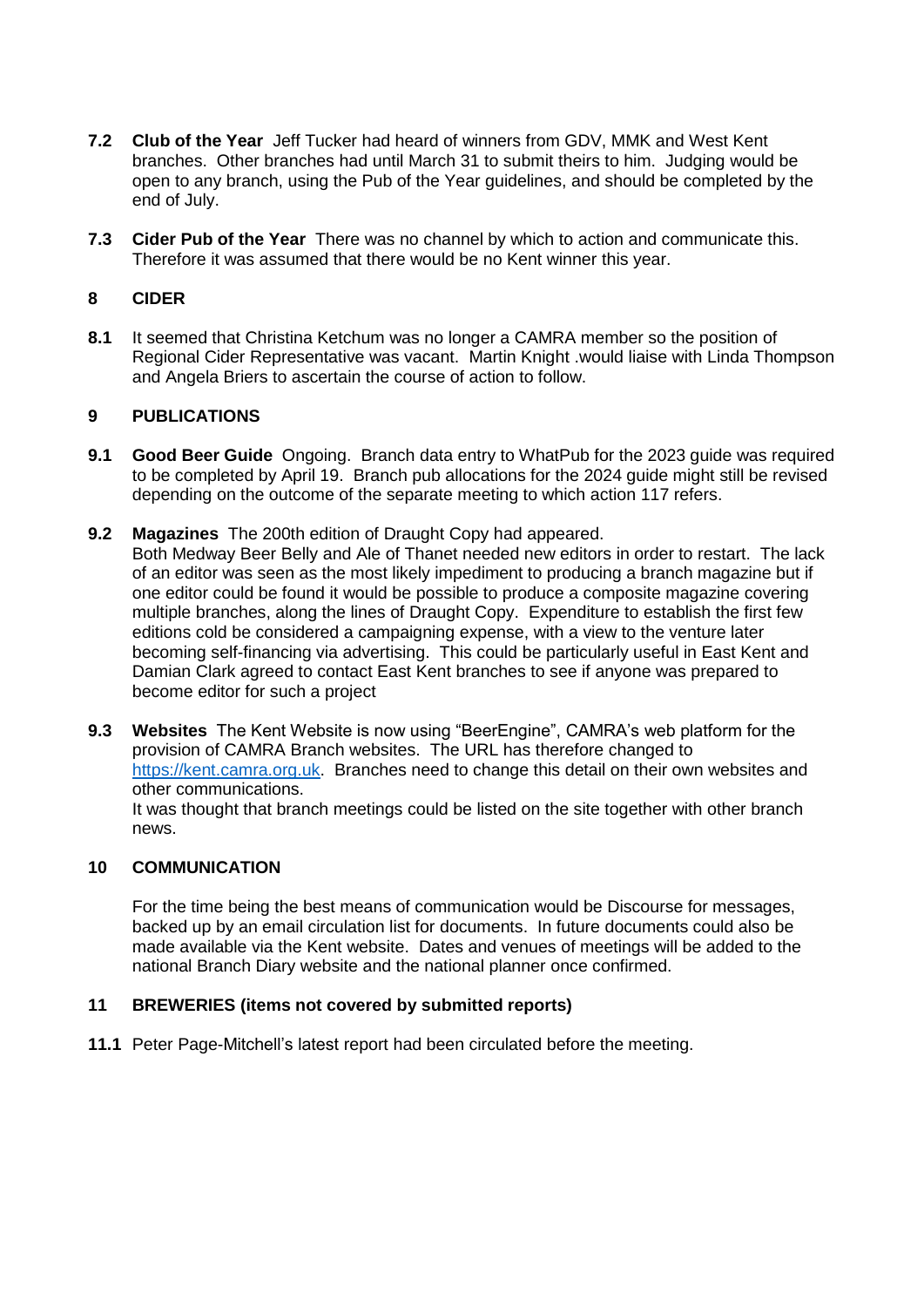**7.2 Club of the Year** Jeff Tucker had heard of winners from GDV, MMK and West Kent branches. Other branches had until March 31 to submit theirs to him. Judging would be open to any branch, using the Pub of the Year guidelines, and should be completed by the end of July.

**7.3 Cider Pub of the Year** There was no channel by which to action and communicate this. Therefore it was assumed that there would be no Kent winner this year.

## 8 CIDER

**8.1** It seemed that Christina Ketchum was no longer a CAMRA member so the position of Regional Cider Representative was vacant. Martin Knight .would liaise with Linda Thompson and Angela Briers to ascertain the course of action to follow.

## 9 PUBLICATIONS

**9.1 Good Beer Guide** Ongoing. Branch data entry to WhatPub for the 2023 guide was required to be completed by April 19. Branch pub allocations for the 2024 guide might still be revised depending on the outcome of the separate meeting to which action 117 refers.

**9.2 Magazines** The 200th edition of Draught Copy had appeared.
Both Medway Beer Belly and Ale of Thanet needed new editors in order to restart. The lack of an editor was seen as the most likely impediment to producing a branch magazine but if one editor could be found it would be possible to produce a composite magazine covering multiple branches, along the lines of Draught Copy. Expenditure to establish the first few editions cold be considered a campaigning expense, with a view to the venture later becoming self-financing via advertising. This could be particularly useful in East Kent and Damian Clark agreed to contact East Kent branches to see if anyone was prepared to become editor for such a project

**9.3 Websites** The Kent Website is now using "BeerEngine", CAMRA's web platform for the provision of CAMRA Branch websites. The URL has therefore changed to https://kent.camra.org.uk. Branches need to change this detail on their own websites and other communications.
It was thought that branch meetings could be listed on the site together with other branch news.

## 10 COMMUNICATION

For the time being the best means of communication would be Discourse for messages, backed up by an email circulation list for documents. In future documents could also be made available via the Kent website. Dates and venues of meetings will be added to the national Branch Diary website and the national planner once confirmed.

## 11 BREWERIES (items not covered by submitted reports)

**11.1** Peter Page-Mitchell's latest report had been circulated before the meeting.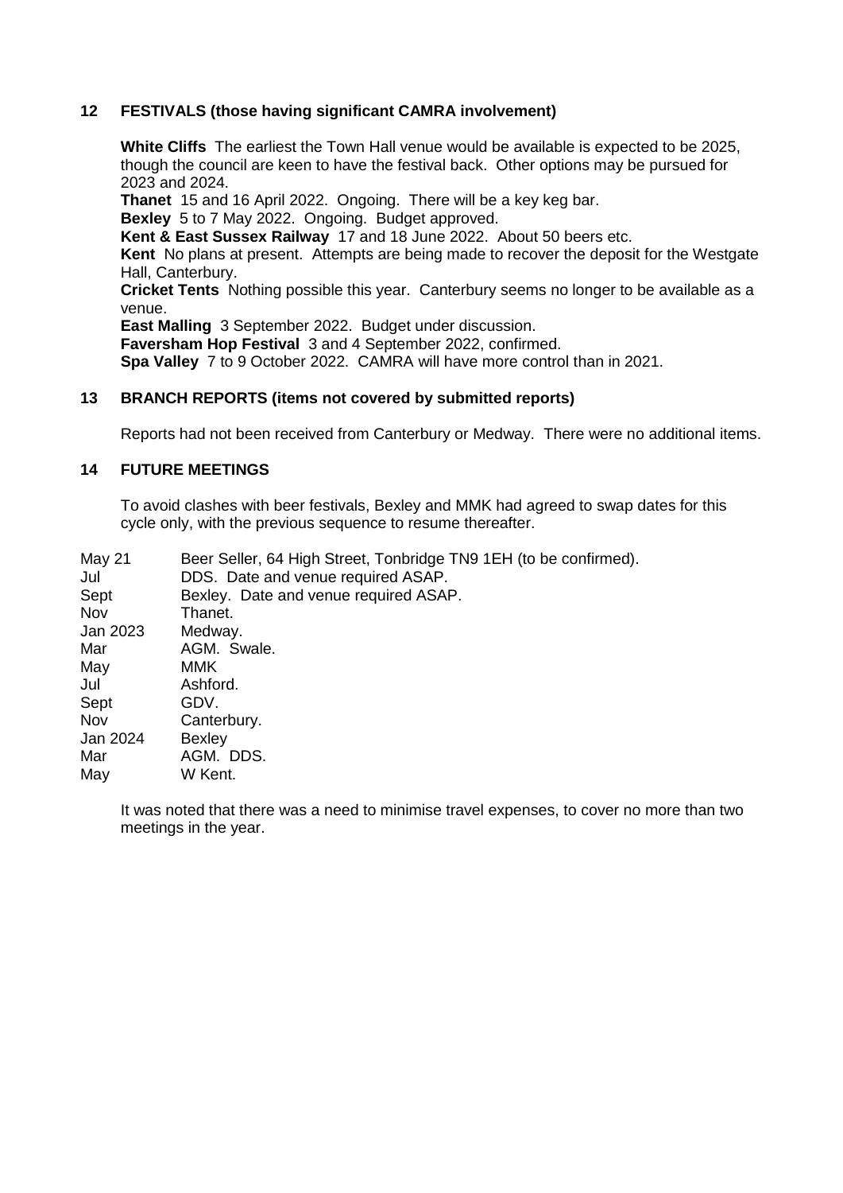## 12 FESTIVALS (those having significant CAMRA involvement)

**White Cliffs** The earliest the Town Hall venue would be available is expected to be 2025, though the council are keen to have the festival back. Other options may be pursued for 2023 and 2024.

**Thanet** 15 and 16 April 2022. Ongoing. There will be a key keg bar.

**Bexley** 5 to 7 May 2022. Ongoing. Budget approved.

**Kent & East Sussex Railway** 17 and 18 June 2022. About 50 beers etc.

**Kent** No plans at present. Attempts are being made to recover the deposit for the Westgate Hall, Canterbury.

**Cricket Tents** Nothing possible this year. Canterbury seems no longer to be available as a venue.

**East Malling** 3 September 2022. Budget under discussion.

**Faversham Hop Festival** 3 and 4 September 2022, confirmed.

**Spa Valley** 7 to 9 October 2022. CAMRA will have more control than in 2021.

## 13 BRANCH REPORTS (items not covered by submitted reports)

Reports had not been received from Canterbury or Medway. There were no additional items.

## 14 FUTURE MEETINGS

To avoid clashes with beer festivals, Bexley and MMK had agreed to swap dates for this cycle only, with the previous sequence to resume thereafter.

| | |
|---|---|
| May 21 | Beer Seller, 64 High Street, Tonbridge TN9 1EH (to be confirmed). |
| Jul | DDS. Date and venue required ASAP. |
| Sept | Bexley. Date and venue required ASAP. |
| Nov | Thanet. |
| Jan 2023 | Medway. |
| Mar | AGM. Swale. |
| May | MMK |
| Jul | Ashford. |
| Sept | GDV. |
| Nov | Canterbury. |
| Jan 2024 | Bexley |
| Mar | AGM. DDS. |
| May | W Kent. |

It was noted that there was a need to minimise travel expenses, to cover no more than two meetings in the year.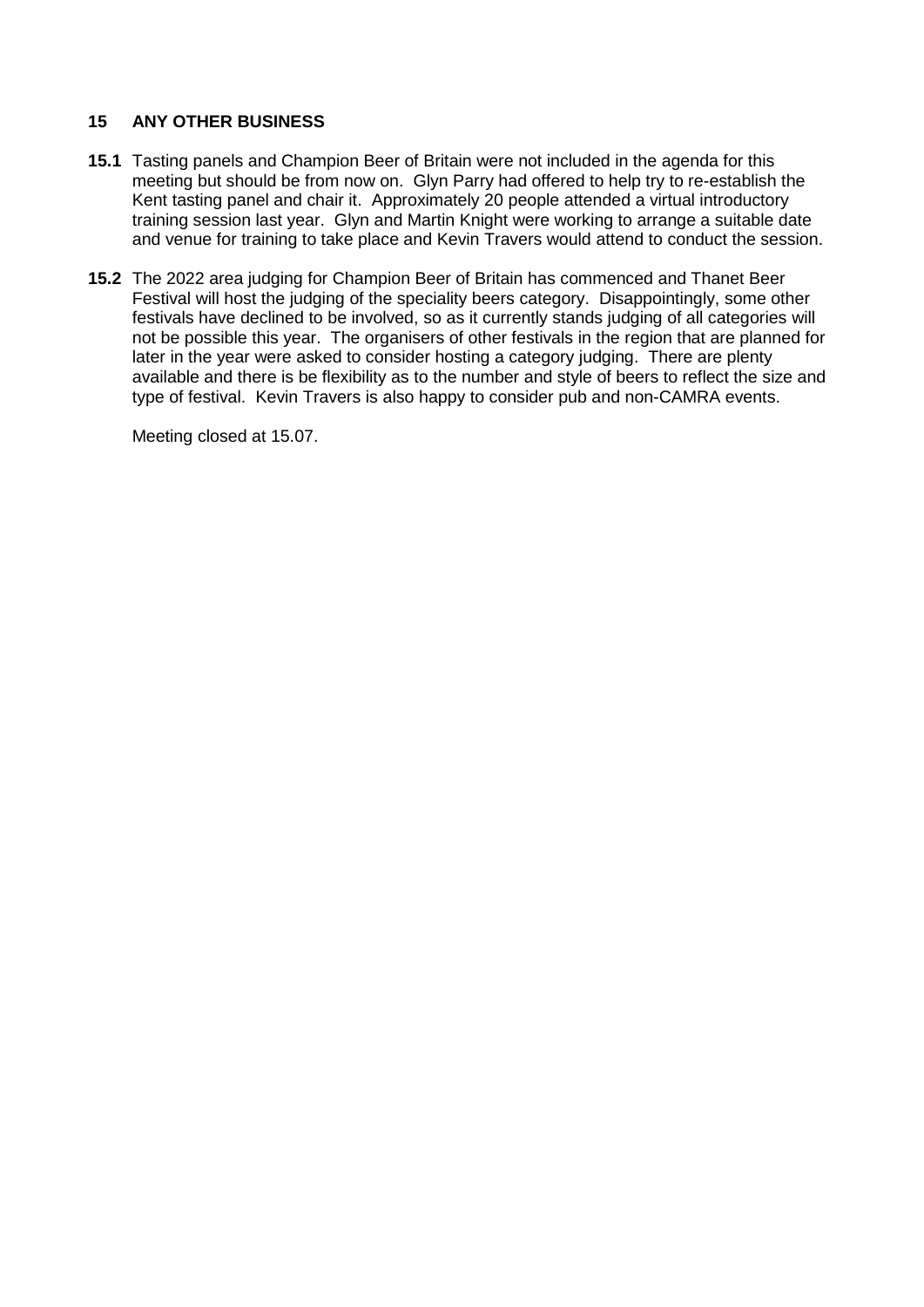## 15 ANY OTHER BUSINESS

**15.1** Tasting panels and Champion Beer of Britain were not included in the agenda for this meeting but should be from now on. Glyn Parry had offered to help try to re-establish the Kent tasting panel and chair it. Approximately 20 people attended a virtual introductory training session last year. Glyn and Martin Knight were working to arrange a suitable date and venue for training to take place and Kevin Travers would attend to conduct the session.

**15.2** The 2022 area judging for Champion Beer of Britain has commenced and Thanet Beer Festival will host the judging of the speciality beers category. Disappointingly, some other festivals have declined to be involved, so as it currently stands judging of all categories will not be possible this year. The organisers of other festivals in the region that are planned for later in the year were asked to consider hosting a category judging. There are plenty available and there is be flexibility as to the number and style of beers to reflect the size and type of festival. Kevin Travers is also happy to consider pub and non-CAMRA events.

Meeting closed at 15.07.